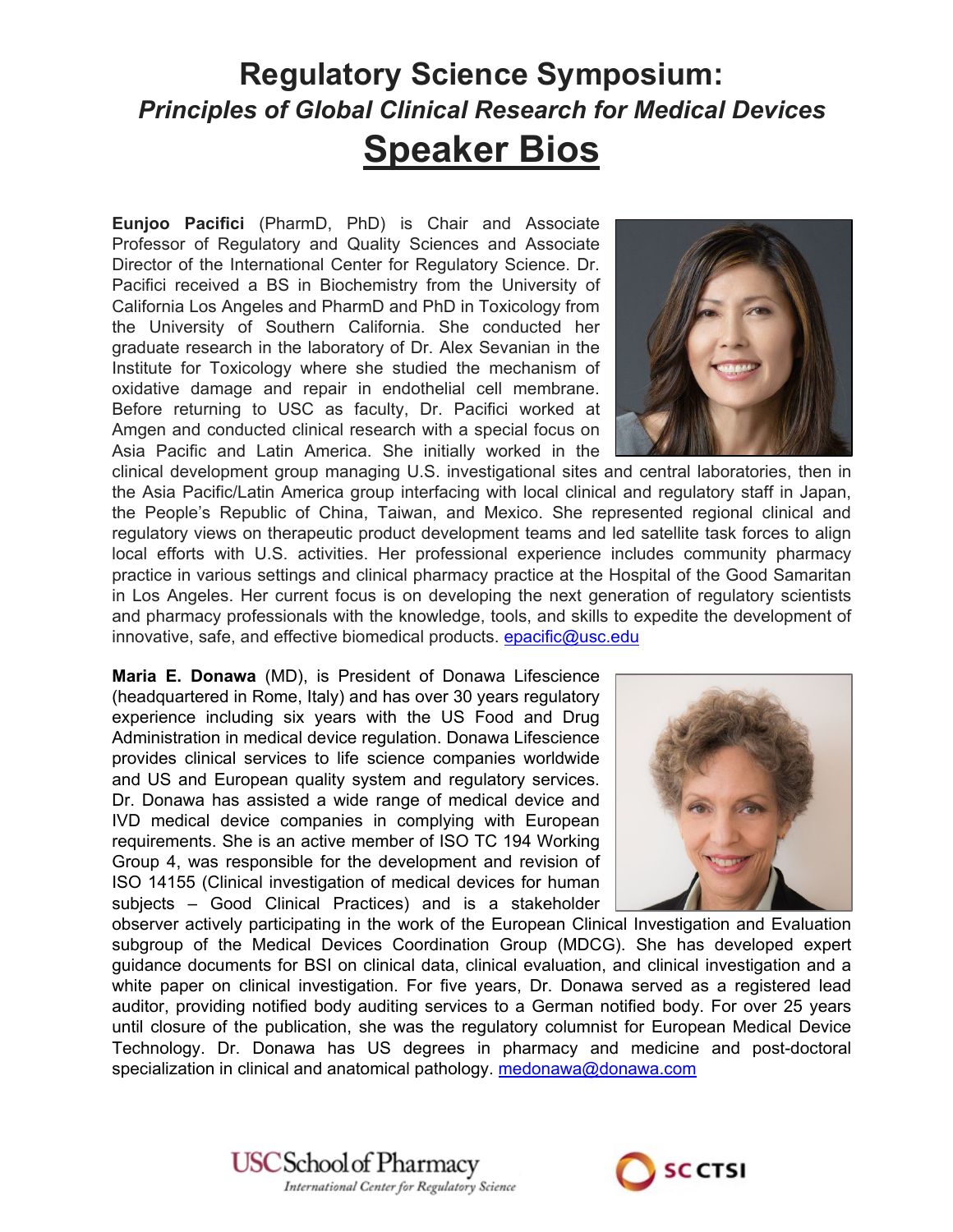# Regulatory Science Symposium:

## *Principles of Global Clinical Research for Medical Devices*

## Speaker Bios

**Eunjoo Pacifici** (PharmD, PhD) is Chair and Associate Professor of Regulatory and Quality Sciences and Associate Director of the International Center for Regulatory Science. Dr. Pacifici received a BS in Biochemistry from the University of California Los Angeles and PharmD and PhD in Toxicology from the University of Southern California. She conducted her graduate research in the laboratory of Dr. Alex Sevanian in the Institute for Toxicology where she studied the mechanism of oxidative damage and repair in endothelial cell membrane. Before returning to USC as faculty, Dr. Pacifici worked at Amgen and conducted clinical research with a special focus on Asia Pacific and Latin America. She initially worked in the clinical development group managing U.S. investigational sites and central laboratories, then in the Asia Pacific/Latin America group interfacing with local clinical and regulatory staff in Japan, the People's Republic of China, Taiwan, and Mexico. She represented regional clinical and regulatory views on therapeutic product development teams and led satellite task forces to align local efforts with U.S. activities. Her professional experience includes community pharmacy practice in various settings and clinical pharmacy practice at the Hospital of the Good Samaritan in Los Angeles. Her current focus is on developing the next generation of regulatory scientists and pharmacy professionals with the knowledge, tools, and skills to expedite the development of innovative, safe, and effective biomedical products. epacific@usc.edu

**Maria E. Donawa** (MD), is President of Donawa Lifescience (headquartered in Rome, Italy) and has over 30 years regulatory experience including six years with the US Food and Drug Administration in medical device regulation. Donawa Lifescience provides clinical services to life science companies worldwide and US and European quality system and regulatory services. Dr. Donawa has assisted a wide range of medical device and IVD medical device companies in complying with European requirements. She is an active member of ISO TC 194 Working Group 4, was responsible for the development and revision of ISO 14155 (Clinical investigation of medical devices for human subjects – Good Clinical Practices) and is a stakeholder observer actively participating in the work of the European Clinical Investigation and Evaluation subgroup of the Medical Devices Coordination Group (MDCG). She has developed expert guidance documents for BSI on clinical data, clinical evaluation, and clinical investigation and a white paper on clinical investigation. For five years, Dr. Donawa served as a registered lead auditor, providing notified body auditing services to a German notified body. For over 25 years until closure of the publication, she was the regulatory columnist for European Medical Device Technology. Dr. Donawa has US degrees in pharmacy and medicine and post-doctoral specialization in clinical and anatomical pathology. medonawa@donawa.com

USC School of Pharmacy
*International Center for Regulatory Science*

SC CTSI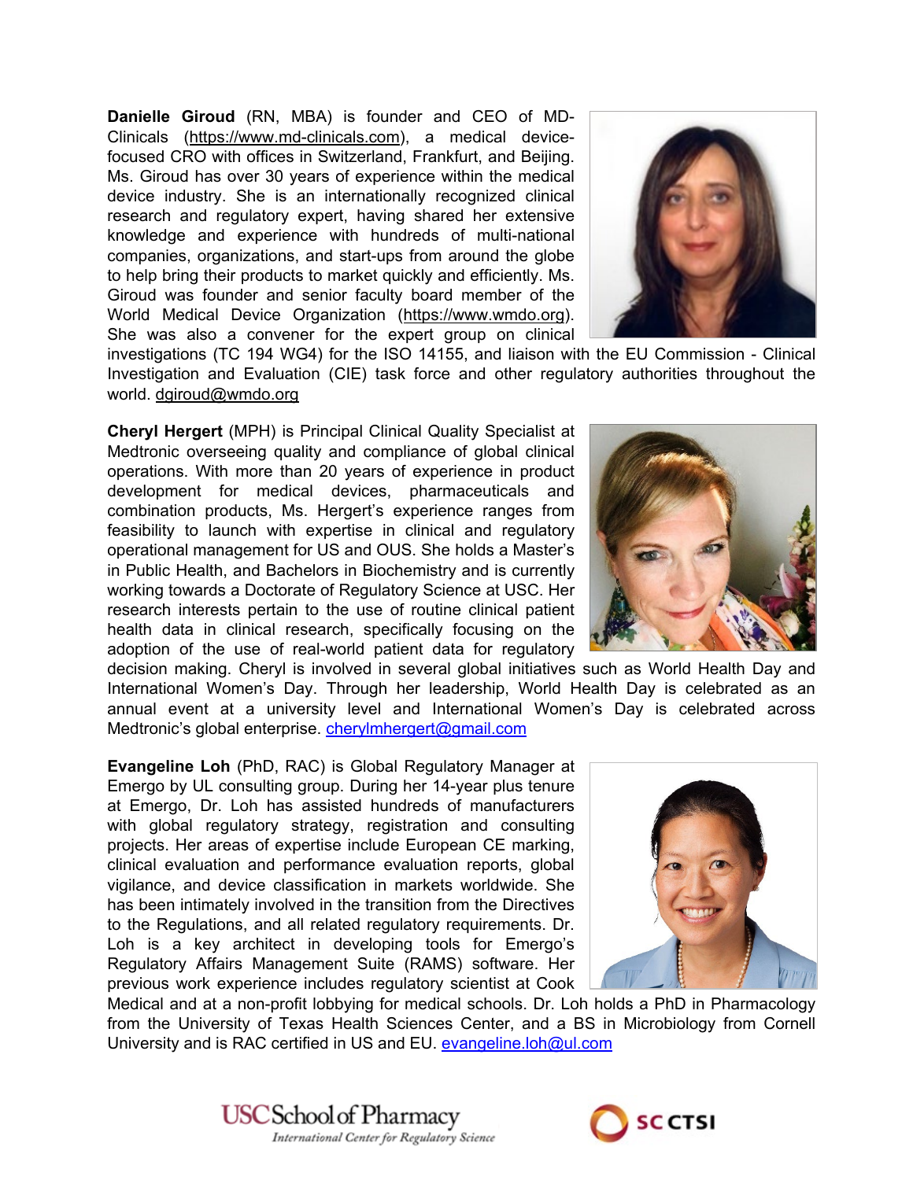**Danielle Giroud** (RN, MBA) is founder and CEO of MD-Clinicals (https://www.md-clinicals.com), a medical device-focused CRO with offices in Switzerland, Frankfurt, and Beijing. Ms. Giroud has over 30 years of experience within the medical device industry. She is an internationally recognized clinical research and regulatory expert, having shared her extensive knowledge and experience with hundreds of multi-national companies, organizations, and start-ups from around the globe to help bring their products to market quickly and efficiently. Ms. Giroud was founder and senior faculty board member of the World Medical Device Organization (https://www.wmdo.org). She was also a convener for the expert group on clinical investigations (TC 194 WG4) for the ISO 14155, and liaison with the EU Commission - Clinical Investigation and Evaluation (CIE) task force and other regulatory authorities throughout the world. dgiroud@wmdo.org

**Cheryl Hergert** (MPH) is Principal Clinical Quality Specialist at Medtronic overseeing quality and compliance of global clinical operations. With more than 20 years of experience in product development for medical devices, pharmaceuticals and combination products, Ms. Hergert's experience ranges from feasibility to launch with expertise in clinical and regulatory operational management for US and OUS. She holds a Master's in Public Health, and Bachelors in Biochemistry and is currently working towards a Doctorate of Regulatory Science at USC. Her research interests pertain to the use of routine clinical patient health data in clinical research, specifically focusing on the adoption of the use of real-world patient data for regulatory decision making. Cheryl is involved in several global initiatives such as World Health Day and International Women's Day. Through her leadership, World Health Day is celebrated as an annual event at a university level and International Women's Day is celebrated across Medtronic's global enterprise. cherylmhergert@gmail.com

**Evangeline Loh** (PhD, RAC) is Global Regulatory Manager at Emergo by UL consulting group. During her 14-year plus tenure at Emergo, Dr. Loh has assisted hundreds of manufacturers with global regulatory strategy, registration and consulting projects. Her areas of expertise include European CE marking, clinical evaluation and performance evaluation reports, global vigilance, and device classification in markets worldwide. She has been intimately involved in the transition from the Directives to the Regulations, and all related regulatory requirements. Dr. Loh is a key architect in developing tools for Emergo's Regulatory Affairs Management Suite (RAMS) software. Her previous work experience includes regulatory scientist at Cook Medical and at a non-profit lobbying for medical schools. Dr. Loh holds a PhD in Pharmacology from the University of Texas Health Sciences Center, and a BS in Microbiology from Cornell University and is RAC certified in US and EU. evangeline.loh@ul.com

USC School of Pharmacy
*International Center for Regulatory Science*

SC CTSI